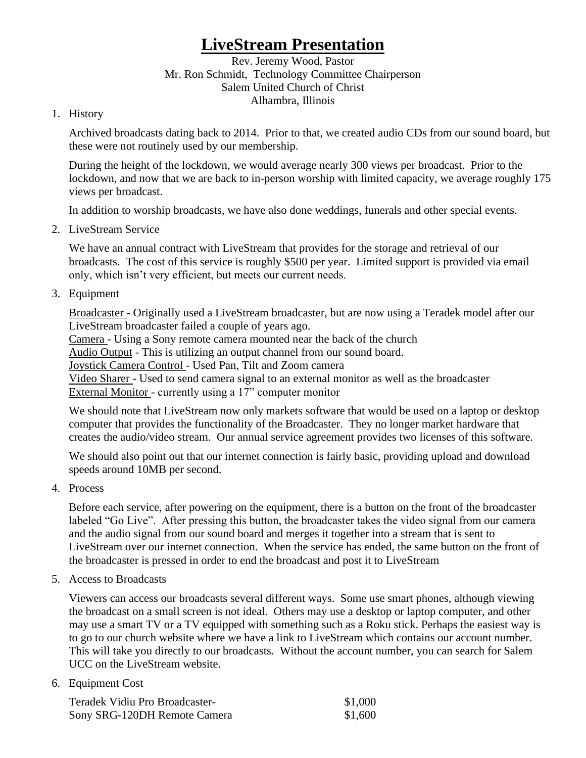# LiveStream Presentation

Rev. Jeremy Wood, Pastor
Mr. Ron Schmidt, Technology Committee Chairperson
Salem United Church of Christ
Alhambra, Illinois

1. History

   Archived broadcasts dating back to 2014. Prior to that, we created audio CDs from our sound board, but these were not routinely used by our membership.

   During the height of the lockdown, we would average nearly 300 views per broadcast. Prior to the lockdown, and now that we are back to in-person worship with limited capacity, we average roughly 175 views per broadcast.

   In addition to worship broadcasts, we have also done weddings, funerals and other special events.

2. LiveStream Service

   We have an annual contract with LiveStream that provides for the storage and retrieval of our broadcasts. The cost of this service is roughly $500 per year. Limited support is provided via email only, which isn't very efficient, but meets our current needs.

3. Equipment

   <u>Broadcaster</u> - Originally used a LiveStream broadcaster, but are now using a Teradek model after our LiveStream broadcaster failed a couple of years ago.
   <u>Camera</u> - Using a Sony remote camera mounted near the back of the church
   <u>Audio Output</u> - This is utilizing an output channel from our sound board.
   <u>Joystick Camera Control</u> - Used Pan, Tilt and Zoom camera
   <u>Video Sharer</u> - Used to send camera signal to an external monitor as well as the broadcaster
   <u>External Monitor</u> - currently using a 17" computer monitor

   We should note that LiveStream now only markets software that would be used on a laptop or desktop computer that provides the functionality of the Broadcaster. They no longer market hardware that creates the audio/video stream. Our annual service agreement provides two licenses of this software.

   We should also point out that our internet connection is fairly basic, providing upload and download speeds around 10MB per second.

4. Process

   Before each service, after powering on the equipment, there is a button on the front of the broadcaster labeled "Go Live". After pressing this button, the broadcaster takes the video signal from our camera and the audio signal from our sound board and merges it together into a stream that is sent to LiveStream over our internet connection. When the service has ended, the same button on the front of the broadcaster is pressed in order to end the broadcast and post it to LiveStream

5. Access to Broadcasts

   Viewers can access our broadcasts several different ways. Some use smart phones, although viewing the broadcast on a small screen is not ideal. Others may use a desktop or laptop computer, and other may use a smart TV or a TV equipped with something such as a Roku stick. Perhaps the easiest way is to go to our church website where we have a link to LiveStream which contains our account number. This will take you directly to our broadcasts. Without the account number, you can search for Salem UCC on the LiveStream website.

6. Equipment Cost

| | |
|---|---|
| Teradek Vidiu Pro Broadcaster- | $1,000 |
| Sony SRG-120DH Remote Camera | $1,600 |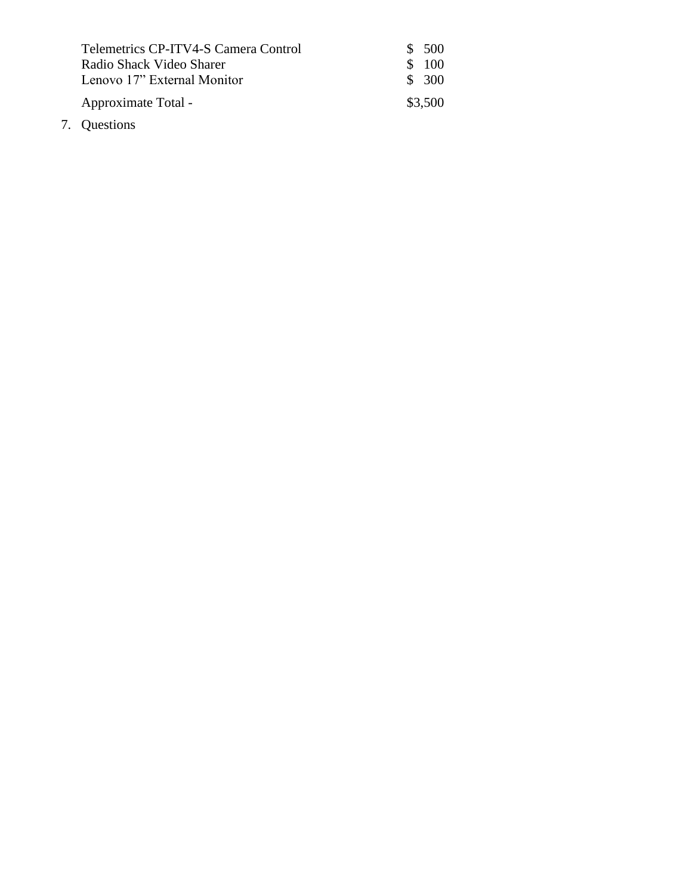| | |
|---|---|
| Telemetrics CP-ITV4-S Camera Control | $ 500 |
| Radio Shack Video Sharer | $ 100 |
| Lenovo 17” External Monitor | $ 300 |
| Approximate Total - | $3,500 |

7. Questions